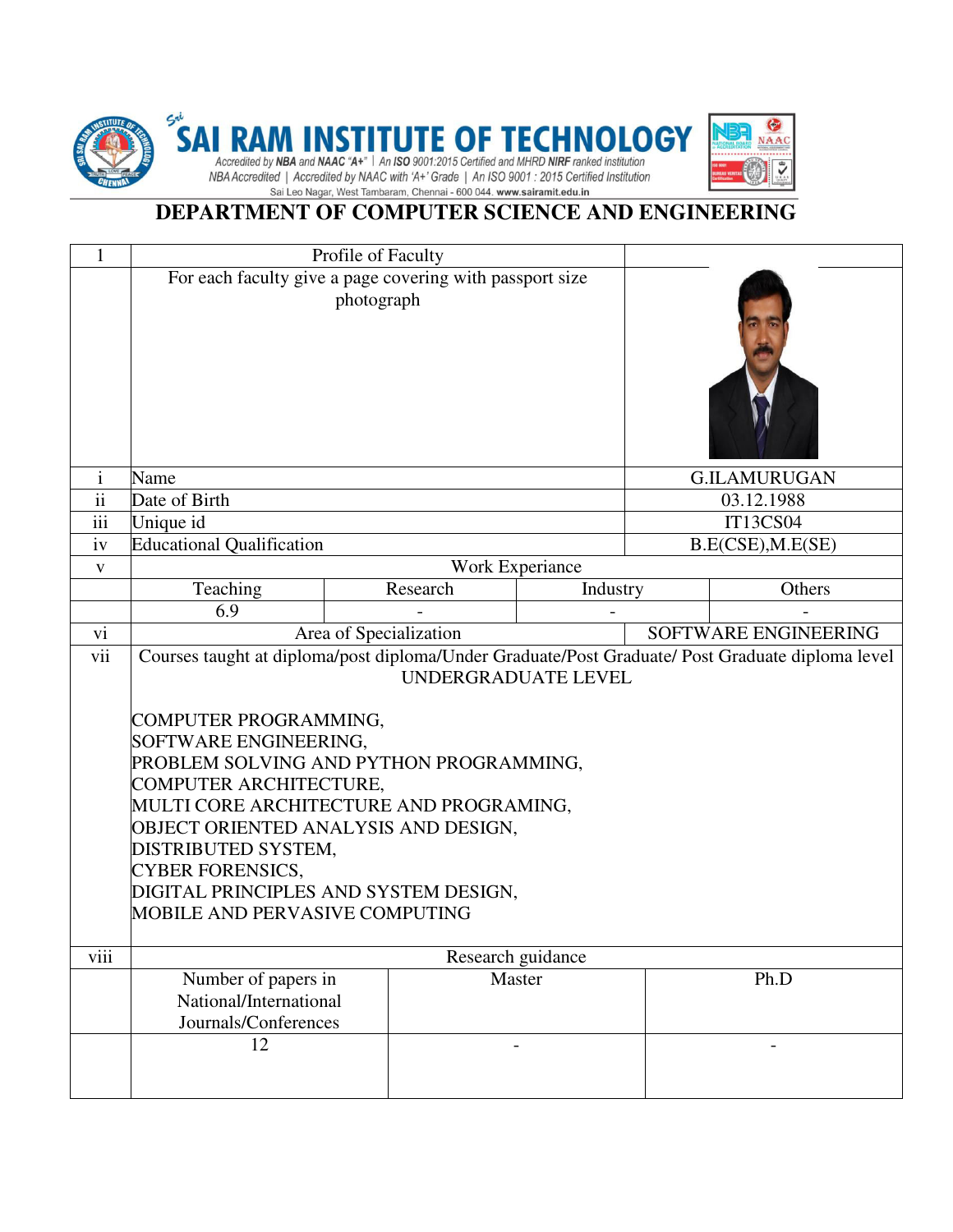# SAI RAM INSTITUTE OF TECHNOLOGY

Accredited by NBA and NAAC "A+" | An ISO 9001:2015 Certified and MHRD NIRF ranked institution
NBA Accredited | Accredited by NAAC with 'A+' Grade | An ISO 9001 : 2015 Certified Institution
Sai Leo Nagar, West Tambaram, Chennai - 600 044. www.sairamit.edu.in

## DEPARTMENT OF COMPUTER SCIENCE AND ENGINEERING

| 1 | Profile of Faculty | | | |
|---|---|---|---|---|
| | For each faculty give a page covering with passport size photograph | | | |
| i | Name | | | G.ILAMURUGAN |
| ii | Date of Birth | | | 03.12.1988 |
| iii | Unique id | | | IT13CS04 |
| iv | Educational Qualification | | | B.E(CSE),M.E(SE) |
| v | Work Experiance | | | |
| | Teaching | Research | Industry | Others |
| | 6.9 | - | - | - |
| vi | Area of Specialization | | | SOFTWARE ENGINEERING |
| vii | Courses taught at diploma/post diploma/Under Graduate/Post Graduate/ Post Graduate diploma level | | | |

UNDERGRADUATE LEVEL

COMPUTER PROGRAMMING,
SOFTWARE ENGINEERING,
PROBLEM SOLVING AND PYTHON PROGRAMMING,
COMPUTER ARCHITECTURE,
MULTI CORE ARCHITECTURE AND PROGRAMING,
OBJECT ORIENTED ANALYSIS AND DESIGN,
DISTRIBUTED SYSTEM,
CYBER FORENSICS,
DIGITAL PRINCIPLES AND SYSTEM DESIGN,
MOBILE AND PERVASIVE COMPUTING

| viii | Research guidance | | |
|---|---|---|---|
| | Number of papers in National/International Journals/Conferences | Master | Ph.D |
| | 12 | - | - |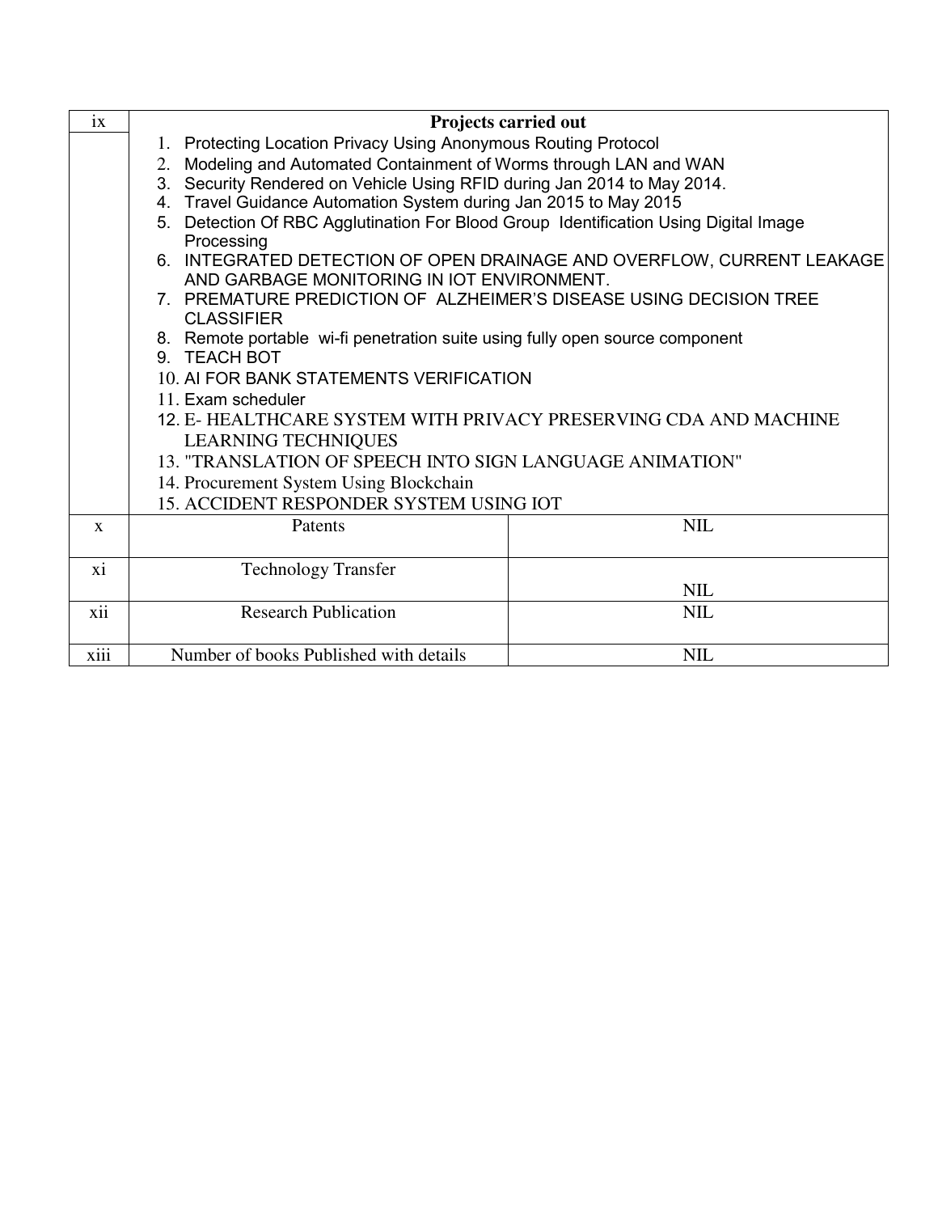| | | |
|---|---|---|
| ix | **Projects carried out** | |
| | 1. Protecting Location Privacy Using Anonymous Routing Protocol<br>2. Modeling and Automated Containment of Worms through LAN and WAN<br>3. Security Rendered on Vehicle Using RFID during Jan 2014 to May 2014.<br>4. Travel Guidance Automation System during Jan 2015 to May 2015<br>5. Detection Of RBC Agglutination For Blood Group Identification Using Digital Image Processing<br>6. INTEGRATED DETECTION OF OPEN DRAINAGE AND OVERFLOW, CURRENT LEAKAGE AND GARBAGE MONITORING IN IOT ENVIRONMENT.<br>7. PREMATURE PREDICTION OF ALZHEIMER'S DISEASE USING DECISION TREE CLASSIFIER<br>8. Remote portable wi-fi penetration suite using fully open source component<br>9. TEACH BOT<br>10. AI FOR BANK STATEMENTS VERIFICATION<br>11. Exam scheduler<br>12. E- HEALTHCARE SYSTEM WITH PRIVACY PRESERVING CDA AND MACHINE LEARNING TECHNIQUES<br>13. "TRANSLATION OF SPEECH INTO SIGN LANGUAGE ANIMATION"<br>14. Procurement System Using Blockchain<br>15. ACCIDENT RESPONDER SYSTEM USING IOT | |
| x | Patents | NIL |
| xi | Technology Transfer | NIL |
| xii | Research Publication | NIL |
| xiii | Number of books Published with details | NIL |